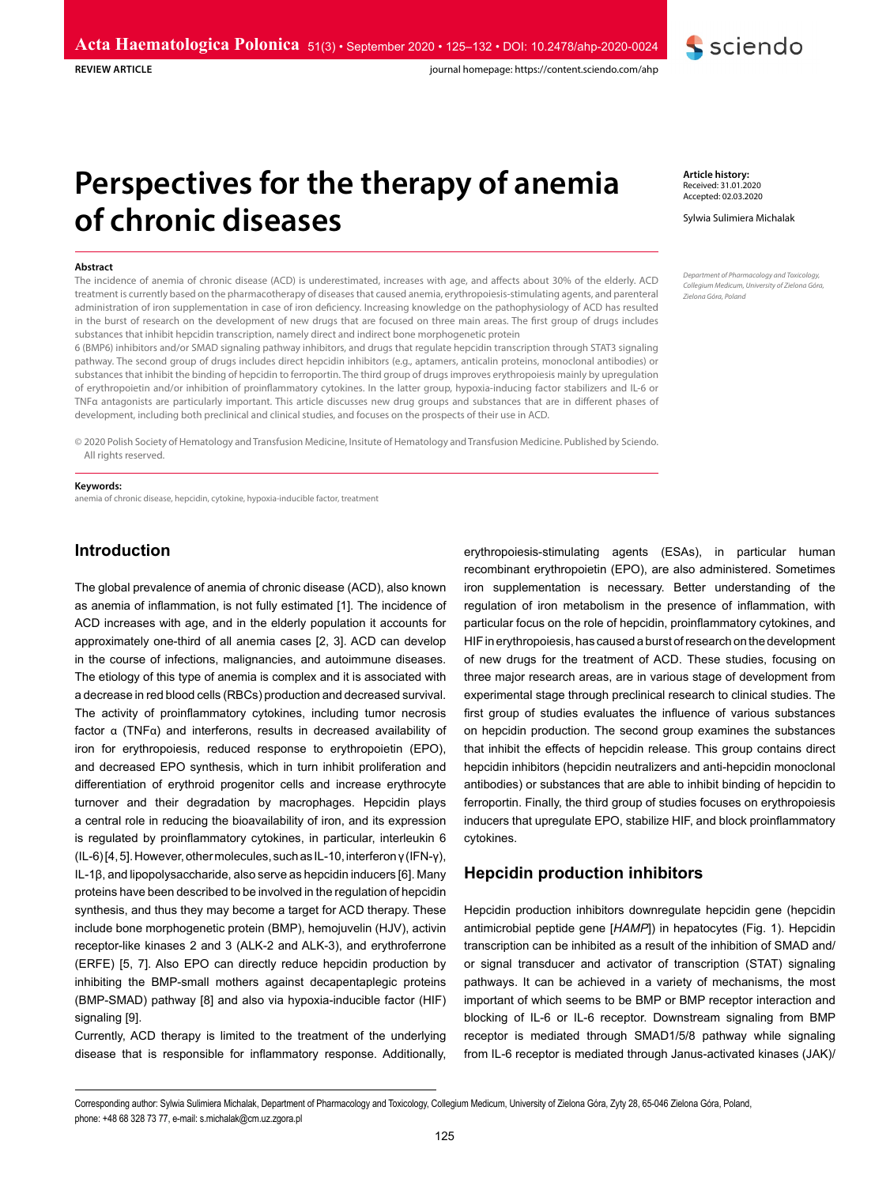REVIEW ARTICLE

# Perspectives for the therapy of anemia of chronic diseases

**Article history:**
Received: 31.01.2020
Accepted: 02.03.2020

Sylwia Sulimiera Michalak

*Department of Pharmacology and Toxicology, Collegium Medicum, University of Zielona Góra, Zielona Góra, Poland*

**Abstract**

The incidence of anemia of chronic disease (ACD) is underestimated, increases with age, and affects about 30% of the elderly. ACD treatment is currently based on the pharmacotherapy of diseases that caused anemia, erythropoiesis-stimulating agents, and parenteral administration of iron supplementation in case of iron deficiency. Increasing knowledge on the pathophysiology of ACD has resulted in the burst of research on the development of new drugs that are focused on three main areas. The first group of drugs includes substances that inhibit hepcidin transcription, namely direct and indirect bone morphogenetic protein 6 (BMP6) inhibitors and/or SMAD signaling pathway inhibitors, and drugs that regulate hepcidin transcription through STAT3 signaling pathway. The second group of drugs includes direct hepcidin inhibitors (e.g., aptamers, anticalin proteins, monoclonal antibodies) or substances that inhibit the binding of hepcidin to ferroportin. The third group of drugs improves erythropoiesis mainly by upregulation of erythropoietin and/or inhibition of proinflammatory cytokines. In the latter group, hypoxia-inducing factor stabilizers and IL-6 or TNFα antagonists are particularly important. This article discusses new drug groups and substances that are in different phases of development, including both preclinical and clinical studies, and focuses on the prospects of their use in ACD.

© 2020 Polish Society of Hematology and Transfusion Medicine, Insitute of Hematology and Transfusion Medicine. Published by Sciendo. All rights reserved.

**Keywords:**
anemia of chronic disease, hepcidin, cytokine, hypoxia-inducible factor, treatment

## Introduction

The global prevalence of anemia of chronic disease (ACD), also known as anemia of inflammation, is not fully estimated [1]. The incidence of ACD increases with age, and in the elderly population it accounts for approximately one-third of all anemia cases [2, 3]. ACD can develop in the course of infections, malignancies, and autoimmune diseases. The etiology of this type of anemia is complex and it is associated with a decrease in red blood cells (RBCs) production and decreased survival. The activity of proinflammatory cytokines, including tumor necrosis factor α (TNFα) and interferons, results in decreased availability of iron for erythropoiesis, reduced response to erythropoietin (EPO), and decreased EPO synthesis, which in turn inhibit proliferation and differentiation of erythroid progenitor cells and increase erythrocyte turnover and their degradation by macrophages. Hepcidin plays a central role in reducing the bioavailability of iron, and its expression is regulated by proinflammatory cytokines, in particular, interleukin 6 (IL-6) [4, 5]. However, other molecules, such as IL-10, interferon γ (IFN-γ), IL-1β, and lipopolysaccharide, also serve as hepcidin inducers [6]. Many proteins have been described to be involved in the regulation of hepcidin synthesis, and thus they may become a target for ACD therapy. These include bone morphogenetic protein (BMP), hemojuvelin (HJV), activin receptor-like kinases 2 and 3 (ALK-2 and ALK-3), and erythroferrone (ERFE) [5, 7]. Also EPO can directly reduce hepcidin production by inhibiting the BMP-small mothers against decapentaplegic proteins (BMP-SMAD) pathway [8] and also via hypoxia-inducible factor (HIF) signaling [9].

Currently, ACD therapy is limited to the treatment of the underlying disease that is responsible for inflammatory response. Additionally, erythropoiesis-stimulating agents (ESAs), in particular human recombinant erythropoietin (EPO), are also administered. Sometimes iron supplementation is necessary. Better understanding of the regulation of iron metabolism in the presence of inflammation, with particular focus on the role of hepcidin, proinflammatory cytokines, and HIF in erythropoiesis, has caused a burst of research on the development of new drugs for the treatment of ACD. These studies, focusing on three major research areas, are in various stage of development from experimental stage through preclinical research to clinical studies. The first group of studies evaluates the influence of various substances on hepcidin production. The second group examines the substances that inhibit the effects of hepcidin release. This group contains direct hepcidin inhibitors (hepcidin neutralizers and anti-hepcidin monoclonal antibodies) or substances that are able to inhibit binding of hepcidin to ferroportin. Finally, the third group of studies focuses on erythropoiesis inducers that upregulate EPO, stabilize HIF, and block proinflammatory cytokines.

## Hepcidin production inhibitors

Hepcidin production inhibitors downregulate hepcidin gene (hepcidin antimicrobial peptide gene [*HAMP*]) in hepatocytes (Fig. 1). Hepcidin transcription can be inhibited as a result of the inhibition of SMAD and/or signal transducer and activator of transcription (STAT) signaling pathways. It can be achieved in a variety of mechanisms, the most important of which seems to be BMP or BMP receptor interaction and blocking of IL-6 or IL-6 receptor. Downstream signaling from BMP receptor is mediated through SMAD1/5/8 pathway while signaling from IL-6 receptor is mediated through Janus-activated kinases (JAK)/

Corresponding author: Sylwia Sulimiera Michalak, Department of Pharmacology and Toxicology, Collegium Medicum, University of Zielona Góra, Zyty 28, 65-046 Zielona Góra, Poland, phone: +48 68 328 73 77, e-mail: s.michalak@cm.uz.zgora.pl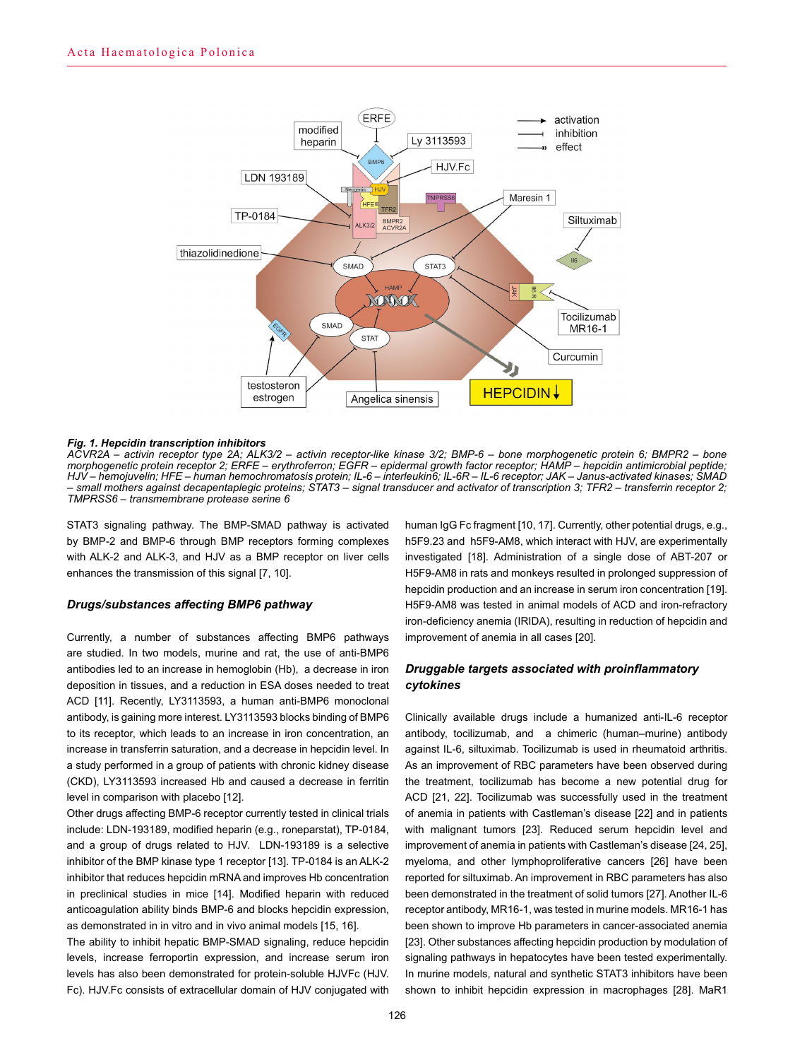**Fig. 1. Hepcidin transcription inhibitors**

*ACVR2A – activin receptor type 2A; ALK3/2 – activin receptor-like kinase 3/2; BMP-6 – bone morphogenetic protein 6; BMPR2 – bone morphogenetic protein receptor 2; ERFE – erythroferron; EGFR – epidermal growth factor receptor; HAMP – hepcidin antimicrobial peptide; HJV – hemojuvelin; HFE – human hemochromatosis protein; IL-6 – interleukin6; IL-6R – IL-6 receptor; JAK – Janus-activated kinases; SMAD – small mothers against decapentaplegic proteins; STAT3 – signal transducer and activator of transcription 3; TFR2 – transferrin receptor 2; TMPRSS6 – transmembrane protease serine 6*

STAT3 signaling pathway. The BMP-SMAD pathway is activated by BMP-2 and BMP-6 through BMP receptors forming complexes with ALK-2 and ALK-3, and HJV as a BMP receptor on liver cells enhances the transmission of this signal [7, 10].

### *Drugs/substances affecting BMP6 pathway*

Currently, a number of substances affecting BMP6 pathways are studied. In two models, murine and rat, the use of anti-BMP6 antibodies led to an increase in hemoglobin (Hb), a decrease in iron deposition in tissues, and a reduction in ESA doses needed to treat ACD [11]. Recently, LY3113593, a human anti-BMP6 monoclonal antibody, is gaining more interest. LY3113593 blocks binding of BMP6 to its receptor, which leads to an increase in iron concentration, an increase in transferrin saturation, and a decrease in hepcidin level. In a study performed in a group of patients with chronic kidney disease (CKD), LY3113593 increased Hb and caused a decrease in ferritin level in comparison with placebo [12].

Other drugs affecting BMP-6 receptor currently tested in clinical trials include: LDN-193189, modified heparin (e.g., roneparstat), TP-0184, and a group of drugs related to HJV. LDN-193189 is a selective inhibitor of the BMP kinase type 1 receptor [13]. TP-0184 is an ALK-2 inhibitor that reduces hepcidin mRNA and improves Hb concentration in preclinical studies in mice [14]. Modified heparin with reduced anticoagulation ability binds BMP-6 and blocks hepcidin expression, as demonstrated in in vitro and in vivo animal models [15, 16].

The ability to inhibit hepatic BMP-SMAD signaling, reduce hepcidin levels, increase ferroportin expression, and increase serum iron levels has also been demonstrated for protein-soluble HJVFc (HJV. Fc). HJV.Fc consists of extracellular domain of HJV conjugated with human IgG Fc fragment [10, 17]. Currently, other potential drugs, e.g., h5F9.23 and h5F9-AM8, which interact with HJV, are experimentally investigated [18]. Administration of a single dose of ABT-207 or H5F9-AM8 in rats and monkeys resulted in prolonged suppression of hepcidin production and an increase in serum iron concentration [19]. H5F9-AM8 was tested in animal models of ACD and iron-refractory iron-deficiency anemia (IRIDA), resulting in reduction of hepcidin and improvement of anemia in all cases [20].

### *Druggable targets associated with proinflammatory cytokines*

Clinically available drugs include a humanized anti-IL-6 receptor antibody, tocilizumab, and a chimeric (human–murine) antibody against IL-6, siltuximab. Tocilizumab is used in rheumatoid arthritis. As an improvement of RBC parameters have been observed during the treatment, tocilizumab has become a new potential drug for ACD [21, 22]. Tocilizumab was successfully used in the treatment of anemia in patients with Castleman's disease [22] and in patients with malignant tumors [23]. Reduced serum hepcidin level and improvement of anemia in patients with Castleman's disease [24, 25], myeloma, and other lymphoproliferative cancers [26] have been reported for siltuximab. An improvement in RBC parameters has also been demonstrated in the treatment of solid tumors [27]. Another IL-6 receptor antibody, MR16-1, was tested in murine models. MR16-1 has been shown to improve Hb parameters in cancer-associated anemia [23]. Other substances affecting hepcidin production by modulation of signaling pathways in hepatocytes have been tested experimentally. In murine models, natural and synthetic STAT3 inhibitors have been shown to inhibit hepcidin expression in macrophages [28]. MaR1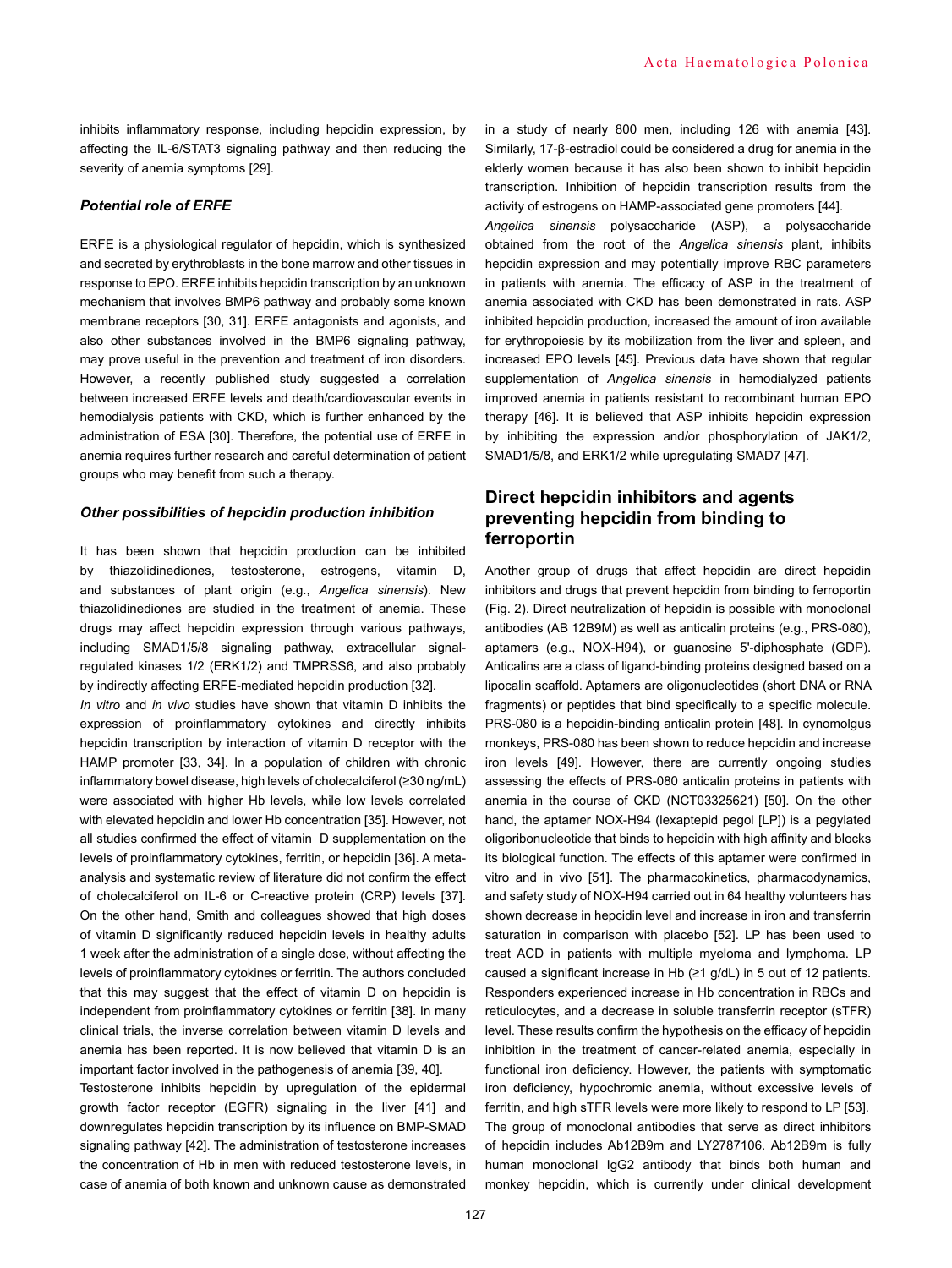inhibits inflammatory response, including hepcidin expression, by affecting the IL-6/STAT3 signaling pathway and then reducing the severity of anemia symptoms [29].

### *Potential role of ERFE*

ERFE is a physiological regulator of hepcidin, which is synthesized and secreted by erythroblasts in the bone marrow and other tissues in response to EPO. ERFE inhibits hepcidin transcription by an unknown mechanism that involves BMP6 pathway and probably some known membrane receptors [30, 31]. ERFE antagonists and agonists, and also other substances involved in the BMP6 signaling pathway, may prove useful in the prevention and treatment of iron disorders. However, a recently published study suggested a correlation between increased ERFE levels and death/cardiovascular events in hemodialysis patients with CKD, which is further enhanced by the administration of ESA [30]. Therefore, the potential use of ERFE in anemia requires further research and careful determination of patient groups who may benefit from such a therapy.

### *Other possibilities of hepcidin production inhibition*

It has been shown that hepcidin production can be inhibited by thiazolidinediones, testosterone, estrogens, vitamin D, and substances of plant origin (e.g., *Angelica sinensis*). New thiazolidinediones are studied in the treatment of anemia. These drugs may affect hepcidin expression through various pathways, including SMAD1/5/8 signaling pathway, extracellular signal-regulated kinases 1/2 (ERK1/2) and TMPRSS6, and also probably by indirectly affecting ERFE-mediated hepcidin production [32].

*In vitro* and *in vivo* studies have shown that vitamin D inhibits the expression of proinflammatory cytokines and directly inhibits hepcidin transcription by interaction of vitamin D receptor with the HAMP promoter [33, 34]. In a population of children with chronic inflammatory bowel disease, high levels of cholecalciferol (≥30 ng/mL) were associated with higher Hb levels, while low levels correlated with elevated hepcidin and lower Hb concentration [35]. However, not all studies confirmed the effect of vitamin D supplementation on the levels of proinflammatory cytokines, ferritin, or hepcidin [36]. A meta-analysis and systematic review of literature did not confirm the effect of cholecalciferol on IL-6 or C-reactive protein (CRP) levels [37]. On the other hand, Smith and colleagues showed that high doses of vitamin D significantly reduced hepcidin levels in healthy adults 1 week after the administration of a single dose, without affecting the levels of proinflammatory cytokines or ferritin. The authors concluded that this may suggest that the effect of vitamin D on hepcidin is independent from proinflammatory cytokines or ferritin [38]. In many clinical trials, the inverse correlation between vitamin D levels and anemia has been reported. It is now believed that vitamin D is an important factor involved in the pathogenesis of anemia [39, 40].

Testosterone inhibits hepcidin by upregulation of the epidermal growth factor receptor (EGFR) signaling in the liver [41] and downregulates hepcidin transcription by its influence on BMP-SMAD signaling pathway [42]. The administration of testosterone increases the concentration of Hb in men with reduced testosterone levels, in case of anemia of both known and unknown cause as demonstrated in a study of nearly 800 men, including 126 with anemia [43]. Similarly, 17-β-estradiol could be considered a drug for anemia in the elderly women because it has also been shown to inhibit hepcidin transcription. Inhibition of hepcidin transcription results from the activity of estrogens on HAMP-associated gene promoters [44].

*Angelica sinensis* polysaccharide (ASP), a polysaccharide obtained from the root of the *Angelica sinensis* plant, inhibits hepcidin expression and may potentially improve RBC parameters in patients with anemia. The efficacy of ASP in the treatment of anemia associated with CKD has been demonstrated in rats. ASP inhibited hepcidin production, increased the amount of iron available for erythropoiesis by its mobilization from the liver and spleen, and increased EPO levels [45]. Previous data have shown that regular supplementation of *Angelica sinensis* in hemodialyzed patients improved anemia in patients resistant to recombinant human EPO therapy [46]. It is believed that ASP inhibits hepcidin expression by inhibiting the expression and/or phosphorylation of JAK1/2, SMAD1/5/8, and ERK1/2 while upregulating SMAD7 [47].

## Direct hepcidin inhibitors and agents preventing hepcidin from binding to ferroportin

Another group of drugs that affect hepcidin are direct hepcidin inhibitors and drugs that prevent hepcidin from binding to ferroportin (Fig. 2). Direct neutralization of hepcidin is possible with monoclonal antibodies (AB 12B9M) as well as anticalin proteins (e.g., PRS-080), aptamers (e.g., NOX-H94), or guanosine 5'-diphosphate (GDP). Anticalins are a class of ligand-binding proteins designed based on a lipocalin scaffold. Aptamers are oligonucleotides (short DNA or RNA fragments) or peptides that bind specifically to a specific molecule. PRS-080 is a hepcidin-binding anticalin protein [48]. In cynomolgus monkeys, PRS-080 has been shown to reduce hepcidin and increase iron levels [49]. However, there are currently ongoing studies assessing the effects of PRS-080 anticalin proteins in patients with anemia in the course of CKD (NCT03325621) [50]. On the other hand, the aptamer NOX-H94 (lexaptepid pegol [LP]) is a pegylated oligoribonucleotide that binds to hepcidin with high affinity and blocks its biological function. The effects of this aptamer were confirmed in vitro and in vivo [51]. The pharmacokinetics, pharmacodynamics, and safety study of NOX-H94 carried out in 64 healthy volunteers has shown decrease in hepcidin level and increase in iron and transferrin saturation in comparison with placebo [52]. LP has been used to treat ACD in patients with multiple myeloma and lymphoma. LP caused a significant increase in Hb (≥1 g/dL) in 5 out of 12 patients. Responders experienced increase in Hb concentration in RBCs and reticulocytes, and a decrease in soluble transferrin receptor (sTFR) level. These results confirm the hypothesis on the efficacy of hepcidin inhibition in the treatment of cancer-related anemia, especially in functional iron deficiency. However, the patients with symptomatic iron deficiency, hypochromic anemia, without excessive levels of ferritin, and high sTFR levels were more likely to respond to LP [53].

The group of monoclonal antibodies that serve as direct inhibitors of hepcidin includes Ab12B9m and LY2787106. Ab12B9m is fully human monoclonal IgG2 antibody that binds both human and monkey hepcidin, which is currently under clinical development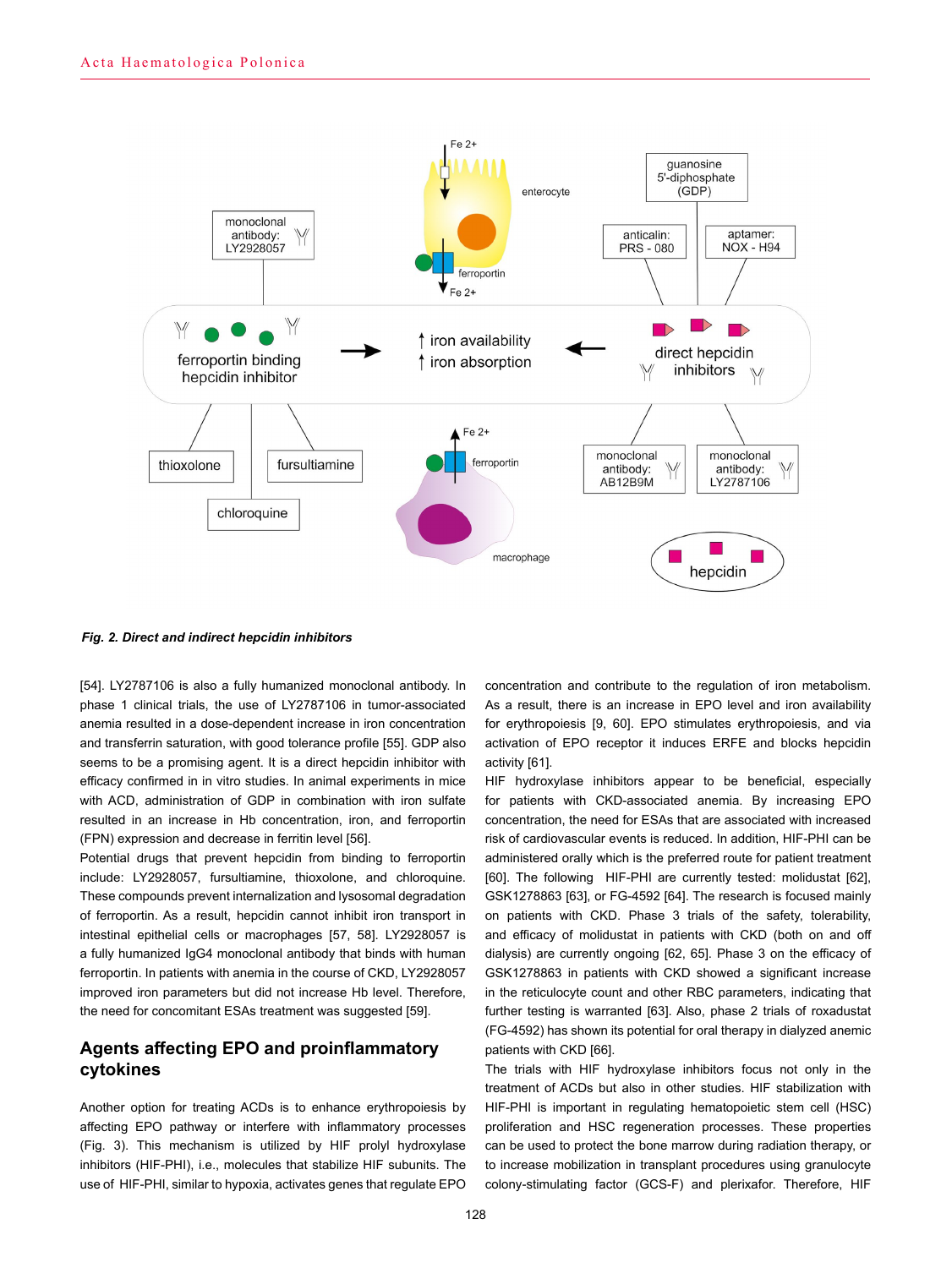*Fig. 2. Direct and indirect hepcidin inhibitors*

[54]. LY2787106 is also a fully humanized monoclonal antibody. In phase 1 clinical trials, the use of LY2787106 in tumor-associated anemia resulted in a dose-dependent increase in iron concentration and transferrin saturation, with good tolerance profile [55]. GDP also seems to be a promising agent. It is a direct hepcidin inhibitor with efficacy confirmed in in vitro studies. In animal experiments in mice with ACD, administration of GDP in combination with iron sulfate resulted in an increase in Hb concentration, iron, and ferroportin (FPN) expression and decrease in ferritin level [56].

Potential drugs that prevent hepcidin from binding to ferroportin include: LY2928057, fursultiamine, thioxolone, and chloroquine. These compounds prevent internalization and lysosomal degradation of ferroportin. As a result, hepcidin cannot inhibit iron transport in intestinal epithelial cells or macrophages [57, 58]. LY2928057 is a fully humanized IgG4 monoclonal antibody that binds with human ferroportin. In patients with anemia in the course of CKD, LY2928057 improved iron parameters but did not increase Hb level. Therefore, the need for concomitant ESAs treatment was suggested [59].

## Agents affecting EPO and proinflammatory cytokines

Another option for treating ACDs is to enhance erythropoiesis by affecting EPO pathway or interfere with inflammatory processes (Fig. 3). This mechanism is utilized by HIF prolyl hydroxylase inhibitors (HIF-PHI), i.e., molecules that stabilize HIF subunits. The use of HIF-PHI, similar to hypoxia, activates genes that regulate EPO concentration and contribute to the regulation of iron metabolism. As a result, there is an increase in EPO level and iron availability for erythropoiesis [9, 60]. EPO stimulates erythropoiesis, and via activation of EPO receptor it induces ERFE and blocks hepcidin activity [61].

HIF hydroxylase inhibitors appear to be beneficial, especially for patients with CKD-associated anemia. By increasing EPO concentration, the need for ESAs that are associated with increased risk of cardiovascular events is reduced. In addition, HIF-PHI can be administered orally which is the preferred route for patient treatment [60]. The following HIF-PHI are currently tested: molidustat [62], GSK1278863 [63], or FG-4592 [64]. The research is focused mainly on patients with CKD. Phase 3 trials of the safety, tolerability, and efficacy of molidustat in patients with CKD (both on and off dialysis) are currently ongoing [62, 65]. Phase 3 on the efficacy of GSK1278863 in patients with CKD showed a significant increase in the reticulocyte count and other RBC parameters, indicating that further testing is warranted [63]. Also, phase 2 trials of roxadustat (FG-4592) has shown its potential for oral therapy in dialyzed anemic patients with CKD [66].

The trials with HIF hydroxylase inhibitors focus not only in the treatment of ACDs but also in other studies. HIF stabilization with HIF-PHI is important in regulating hematopoietic stem cell (HSC) proliferation and HSC regeneration processes. These properties can be used to protect the bone marrow during radiation therapy, or to increase mobilization in transplant procedures using granulocyte colony-stimulating factor (GCS-F) and plerixafor. Therefore, HIF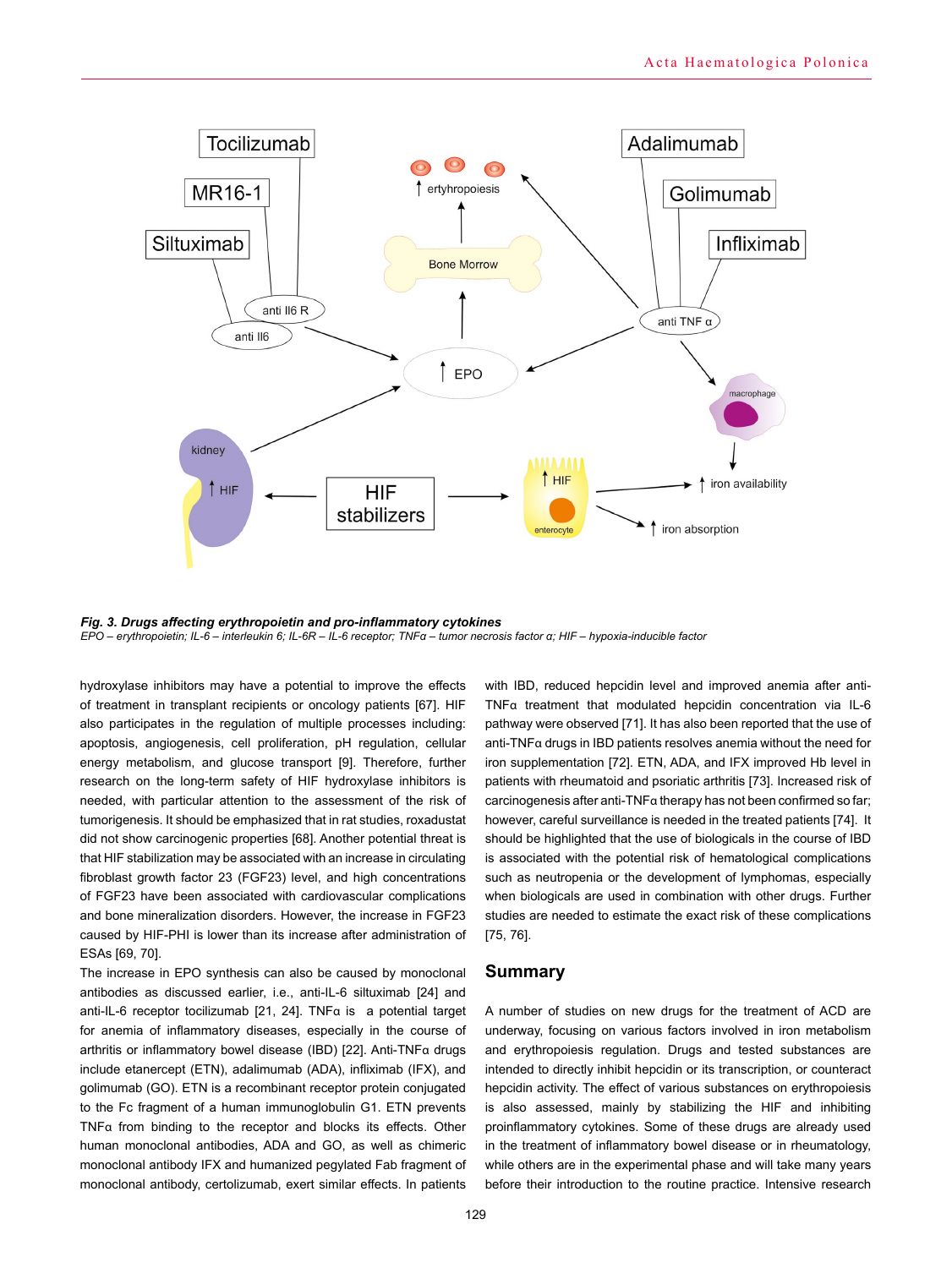*Fig. 3. Drugs affecting erythropoietin and pro-inflammatory cytokines*
*EPO – erythropoietin; IL-6 – interleukin 6; IL-6R – IL-6 receptor; TNFα – tumor necrosis factor α; HIF – hypoxia-inducible factor*

hydroxylase inhibitors may have a potential to improve the effects of treatment in transplant recipients or oncology patients [67]. HIF also participates in the regulation of multiple processes including: apoptosis, angiogenesis, cell proliferation, pH regulation, cellular energy metabolism, and glucose transport [9]. Therefore, further research on the long-term safety of HIF hydroxylase inhibitors is needed, with particular attention to the assessment of the risk of tumorigenesis. It should be emphasized that in rat studies, roxadustat did not show carcinogenic properties [68]. Another potential threat is that HIF stabilization may be associated with an increase in circulating fibroblast growth factor 23 (FGF23) level, and high concentrations of FGF23 have been associated with cardiovascular complications and bone mineralization disorders. However, the increase in FGF23 caused by HIF-PHI is lower than its increase after administration of ESAs [69, 70].

The increase in EPO synthesis can also be caused by monoclonal antibodies as discussed earlier, i.e., anti-IL-6 siltuximab [24] and anti-IL-6 receptor tocilizumab [21, 24]. TNFα is a potential target for anemia of inflammatory diseases, especially in the course of arthritis or inflammatory bowel disease (IBD) [22]. Anti-TNFα drugs include etanercept (ETN), adalimumab (ADA), infliximab (IFX), and golimumab (GO). ETN is a recombinant receptor protein conjugated to the Fc fragment of a human immunoglobulin G1. ETN prevents TNFα from binding to the receptor and blocks its effects. Other human monoclonal antibodies, ADA and GO, as well as chimeric monoclonal antibody IFX and humanized pegylated Fab fragment of monoclonal antibody, certolizumab, exert similar effects. In patients with IBD, reduced hepcidin level and improved anemia after anti-TNFα treatment that modulated hepcidin concentration via IL-6 pathway were observed [71]. It has also been reported that the use of anti-TNFα drugs in IBD patients resolves anemia without the need for iron supplementation [72]. ETN, ADA, and IFX improved Hb level in patients with rheumatoid and psoriatic arthritis [73]. Increased risk of carcinogenesis after anti-TNFα therapy has not been confirmed so far; however, careful surveillance is needed in the treated patients [74]. It should be highlighted that the use of biologicals in the course of IBD is associated with the potential risk of hematological complications such as neutropenia or the development of lymphomas, especially when biologicals are used in combination with other drugs. Further studies are needed to estimate the exact risk of these complications [75, 76].

## Summary

A number of studies on new drugs for the treatment of ACD are underway, focusing on various factors involved in iron metabolism and erythropoiesis regulation. Drugs and tested substances are intended to directly inhibit hepcidin or its transcription, or counteract hepcidin activity. The effect of various substances on erythropoiesis is also assessed, mainly by stabilizing the HIF and inhibiting proinflammatory cytokines. Some of these drugs are already used in the treatment of inflammatory bowel disease or in rheumatology, while others are in the experimental phase and will take many years before their introduction to the routine practice. Intensive research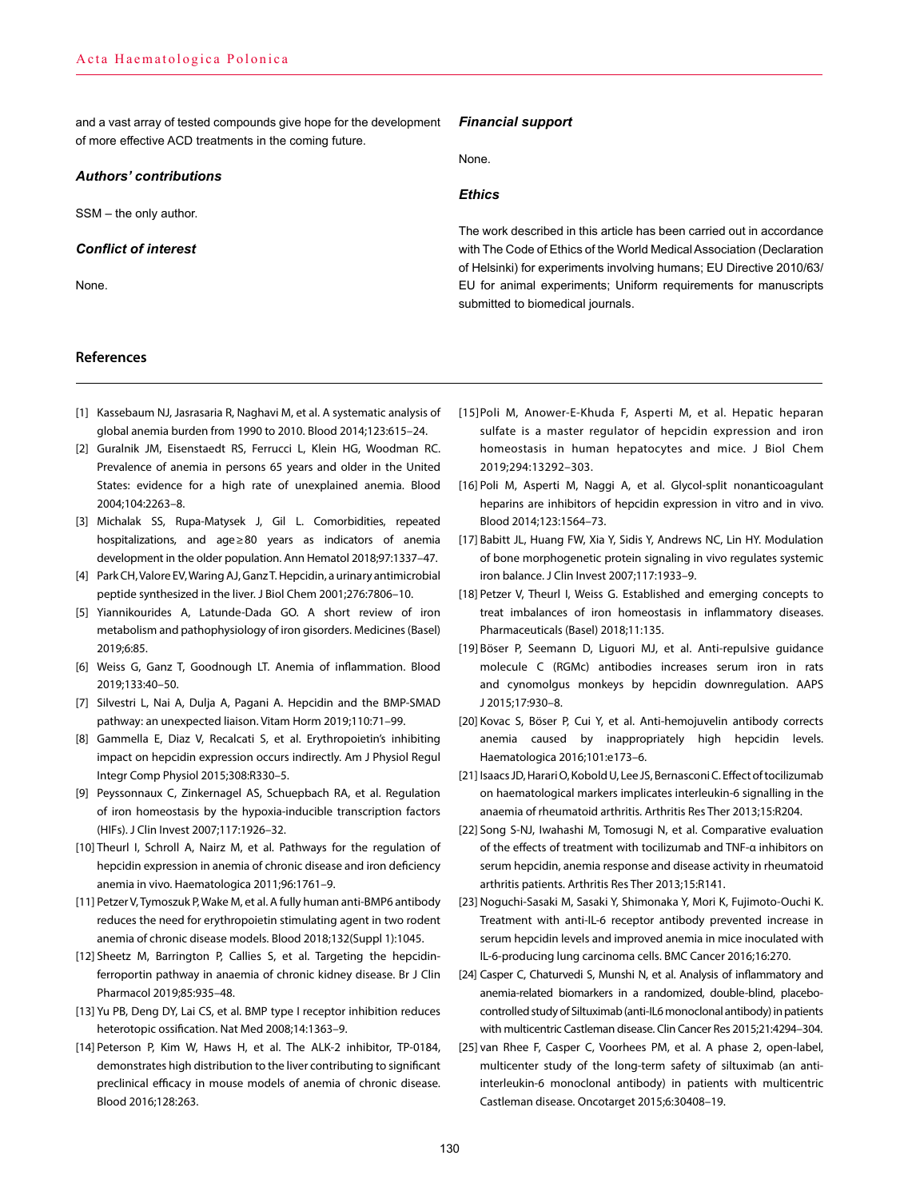and a vast array of tested compounds give hope for the development of more effective ACD treatments in the coming future.

### *Authors' contributions*

SSM – the only author.

### *Conflict of interest*

None.

### *Financial support*

None.

### *Ethics*

The work described in this article has been carried out in accordance with The Code of Ethics of the World Medical Association (Declaration of Helsinki) for experiments involving humans; EU Directive 2010/63/EU for animal experiments; Uniform requirements for manuscripts submitted to biomedical journals.

## References

[1] Kassebaum NJ, Jasrasaria R, Naghavi M, et al. A systematic analysis of global anemia burden from 1990 to 2010. Blood 2014;123:615–24.

[2] Guralnik JM, Eisenstaedt RS, Ferrucci L, Klein HG, Woodman RC. Prevalence of anemia in persons 65 years and older in the United States: evidence for a high rate of unexplained anemia. Blood 2004;104:2263–8.

[3] Michalak SS, Rupa-Matysek J, Gil L. Comorbidities, repeated hospitalizations, and age ≥ 80 years as indicators of anemia development in the older population. Ann Hematol 2018;97:1337–47.

[4] Park CH, Valore EV, Waring AJ, Ganz T. Hepcidin, a urinary antimicrobial peptide synthesized in the liver. J Biol Chem 2001;276:7806–10.

[5] Yiannikourides A, Latunde-Dada GO. A short review of iron metabolism and pathophysiology of iron gisorders. Medicines (Basel) 2019;6:85.

[6] Weiss G, Ganz T, Goodnough LT. Anemia of inflammation. Blood 2019;133:40–50.

[7] Silvestri L, Nai A, Dulja A, Pagani A. Hepcidin and the BMP-SMAD pathway: an unexpected liaison. Vitam Horm 2019;110:71–99.

[8] Gammella E, Diaz V, Recalcati S, et al. Erythropoietin's inhibiting impact on hepcidin expression occurs indirectly. Am J Physiol Regul Integr Comp Physiol 2015;308:R330–5.

[9] Peyssonnaux C, Zinkernagel AS, Schuepbach RA, et al. Regulation of iron homeostasis by the hypoxia-inducible transcription factors (HIFs). J Clin Invest 2007;117:1926–32.

[10] Theurl I, Schroll A, Nairz M, et al. Pathways for the regulation of hepcidin expression in anemia of chronic disease and iron deficiency anemia in vivo. Haematologica 2011;96:1761–9.

[11] Petzer V, Tymoszuk P, Wake M, et al. A fully human anti-BMP6 antibody reduces the need for erythropoietin stimulating agent in two rodent anemia of chronic disease models. Blood 2018;132(Suppl 1):1045.

[12] Sheetz M, Barrington P, Callies S, et al. Targeting the hepcidin-ferroportin pathway in anaemia of chronic kidney disease. Br J Clin Pharmacol 2019;85:935–48.

[13] Yu PB, Deng DY, Lai CS, et al. BMP type I receptor inhibition reduces heterotopic ossification. Nat Med 2008;14:1363–9.

[14] Peterson P, Kim W, Haws H, et al. The ALK-2 inhibitor, TP-0184, demonstrates high distribution to the liver contributing to significant preclinical efficacy in mouse models of anemia of chronic disease. Blood 2016;128:263.

[15] Poli M, Anower-E-Khuda F, Asperti M, et al. Hepatic heparan sulfate is a master regulator of hepcidin expression and iron homeostasis in human hepatocytes and mice. J Biol Chem 2019;294:13292–303.

[16] Poli M, Asperti M, Naggi A, et al. Glycol-split nonanticoagulant heparins are inhibitors of hepcidin expression in vitro and in vivo. Blood 2014;123:1564–73.

[17] Babitt JL, Huang FW, Xia Y, Sidis Y, Andrews NC, Lin HY. Modulation of bone morphogenetic protein signaling in vivo regulates systemic iron balance. J Clin Invest 2007;117:1933–9.

[18] Petzer V, Theurl I, Weiss G. Established and emerging concepts to treat imbalances of iron homeostasis in inflammatory diseases. Pharmaceuticals (Basel) 2018;11:135.

[19] Böser P, Seemann D, Liguori MJ, et al. Anti-repulsive guidance molecule C (RGMc) antibodies increases serum iron in rats and cynomolgus monkeys by hepcidin downregulation. AAPS J 2015;17:930–8.

[20] Kovac S, Böser P, Cui Y, et al. Anti-hemojuvelin antibody corrects anemia caused by inappropriately high hepcidin levels. Haematologica 2016;101:e173–6.

[21] Isaacs JD, Harari O, Kobold U, Lee JS, Bernasconi C. Effect of tocilizumab on haematological markers implicates interleukin-6 signalling in the anaemia of rheumatoid arthritis. Arthritis Res Ther 2013;15:R204.

[22] Song S-NJ, Iwahashi M, Tomosugi N, et al. Comparative evaluation of the effects of treatment with tocilizumab and TNF-α inhibitors on serum hepcidin, anemia response and disease activity in rheumatoid arthritis patients. Arthritis Res Ther 2013;15:R141.

[23] Noguchi-Sasaki M, Sasaki Y, Shimonaka Y, Mori K, Fujimoto-Ouchi K. Treatment with anti-IL-6 receptor antibody prevented increase in serum hepcidin levels and improved anemia in mice inoculated with IL-6-producing lung carcinoma cells. BMC Cancer 2016;16:270.

[24] Casper C, Chaturvedi S, Munshi N, et al. Analysis of inflammatory and anemia-related biomarkers in a randomized, double-blind, placebo-controlled study of Siltuximab (anti-IL6 monoclonal antibody) in patients with multicentric Castleman disease. Clin Cancer Res 2015;21:4294–304.

[25] van Rhee F, Casper C, Voorhees PM, et al. A phase 2, open-label, multicenter study of the long-term safety of siltuximab (an anti-interleukin-6 monoclonal antibody) in patients with multicentric Castleman disease. Oncotarget 2015;6:30408–19.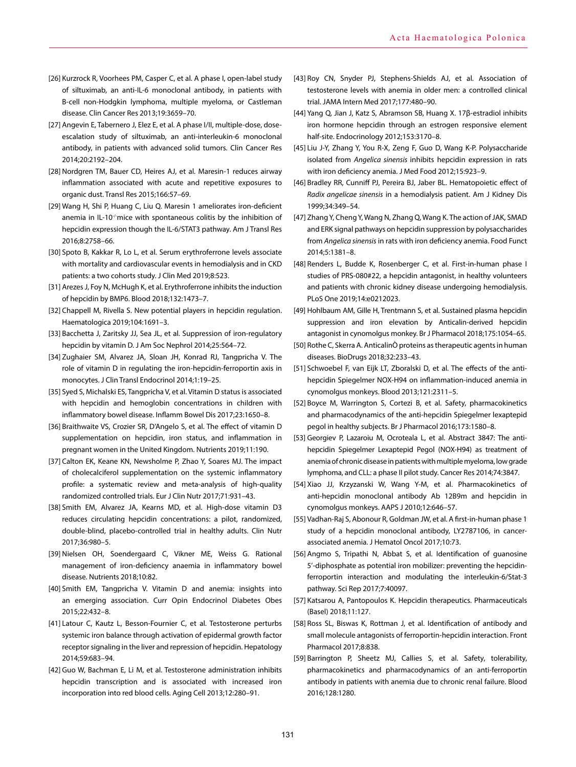[26] Kurzrock R, Voorhees PM, Casper C, et al. A phase I, open-label study of siltuximab, an anti-IL-6 monoclonal antibody, in patients with B-cell non-Hodgkin lymphoma, multiple myeloma, or Castleman disease. Clin Cancer Res 2013;19:3659–70.

[27] Angevin E, Tabernero J, Elez E, et al. A phase I/II, multiple-dose, dose-escalation study of siltuximab, an anti-interleukin-6 monoclonal antibody, in patients with advanced solid tumors. Clin Cancer Res 2014;20:2192–204.

[28] Nordgren TM, Bauer CD, Heires AJ, et al. Maresin-1 reduces airway inflammation associated with acute and repetitive exposures to organic dust. Transl Res 2015;166:57–69.

[29] Wang H, Shi P, Huang C, Liu Q. Maresin 1 ameliorates iron-deficient anemia in IL-10$^{-/-}$mice with spontaneous colitis by the inhibition of hepcidin expression though the IL-6/STAT3 pathway. Am J Transl Res 2016;8:2758–66.

[30] Spoto B, Kakkar R, Lo L, et al. Serum erythroferrone levels associate with mortality and cardiovascular events in hemodialysis and in CKD patients: a two cohorts study. J Clin Med 2019;8:523.

[31] Arezes J, Foy N, McHugh K, et al. Erythroferrone inhibits the induction of hepcidin by BMP6. Blood 2018;132:1473–7.

[32] Chappell M, Rivella S. New potential players in hepcidin regulation. Haematologica 2019;104:1691–3.

[33] Bacchetta J, Zaritsky JJ, Sea JL, et al. Suppression of iron-regulatory hepcidin by vitamin D. J Am Soc Nephrol 2014;25:564–72.

[34] Zughaier SM, Alvarez JA, Sloan JH, Konrad RJ, Tangpricha V. The role of vitamin D in regulating the iron-hepcidin-ferroportin axis in monocytes. J Clin Transl Endocrinol 2014;1:19–25.

[35] Syed S, Michalski ES, Tangpricha V, et al. Vitamin D status is associated with hepcidin and hemoglobin concentrations in children with inflammatory bowel disease. Inflamm Bowel Dis 2017;23:1650–8.

[36] Braithwaite VS, Crozier SR, D'Angelo S, et al. The effect of vitamin D supplementation on hepcidin, iron status, and inflammation in pregnant women in the United Kingdom. Nutrients 2019;11:190.

[37] Calton EK, Keane KN, Newsholme P, Zhao Y, Soares MJ. The impact of cholecalciferol supplementation on the systemic inflammatory profile: a systematic review and meta-analysis of high-quality randomized controlled trials. Eur J Clin Nutr 2017;71:931–43.

[38] Smith EM, Alvarez JA, Kearns MD, et al. High-dose vitamin D3 reduces circulating hepcidin concentrations: a pilot, randomized, double-blind, placebo-controlled trial in healthy adults. Clin Nutr 2017;36:980–5.

[39] Nielsen OH, Soendergaard C, Vikner ME, Weiss G. Rational management of iron-deficiency anaemia in inflammatory bowel disease. Nutrients 2018;10:82.

[40] Smith EM, Tangpricha V. Vitamin D and anemia: insights into an emerging association. Curr Opin Endocrinol Diabetes Obes 2015;22:432–8.

[41] Latour C, Kautz L, Besson-Fournier C, et al. Testosterone perturbs systemic iron balance through activation of epidermal growth factor receptor signaling in the liver and repression of hepcidin. Hepatology 2014;59:683–94.

[42] Guo W, Bachman E, Li M, et al. Testosterone administration inhibits hepcidin transcription and is associated with increased iron incorporation into red blood cells. Aging Cell 2013;12:280–91.

[43] Roy CN, Snyder PJ, Stephens-Shields AJ, et al. Association of testosterone levels with anemia in older men: a controlled clinical trial. JAMA Intern Med 2017;177:480–90.

[44] Yang Q, Jian J, Katz S, Abramson SB, Huang X. 17β-estradiol inhibits iron hormone hepcidin through an estrogen responsive element half-site. Endocrinology 2012;153:3170–8.

[45] Liu J-Y, Zhang Y, You R-X, Zeng F, Guo D, Wang K-P. Polysaccharide isolated from *Angelica sinensis* inhibits hepcidin expression in rats with iron deficiency anemia. J Med Food 2012;15:923–9.

[46] Bradley RR, Cunniff PJ, Pereira BJ, Jaber BL. Hematopoietic effect of *Radix angelicae sinensis* in a hemodialysis patient. Am J Kidney Dis 1999;34:349–54.

[47] Zhang Y, Cheng Y, Wang N, Zhang Q, Wang K. The action of JAK, SMAD and ERK signal pathways on hepcidin suppression by polysaccharides from *Angelica sinensis* in rats with iron deficiency anemia. Food Funct 2014;5:1381–8.

[48] Renders L, Budde K, Rosenberger C, et al. First-in-human phase I studies of PRS-080#22, a hepcidin antagonist, in healthy volunteers and patients with chronic kidney disease undergoing hemodialysis. PLoS One 2019;14:e0212023.

[49] Hohlbaum AM, Gille H, Trentmann S, et al. Sustained plasma hepcidin suppression and iron elevation by Anticalin-derived hepcidin antagonist in cynomolgus monkey. Br J Pharmacol 2018;175:1054–65.

[50] Rothe C, Skerra A. AnticalinÒ proteins as therapeutic agents in human diseases. BioDrugs 2018;32:233–43.

[51] Schwoebel F, van Eijk LT, Zboralski D, et al. The effects of the anti-hepcidin Spiegelmer NOX-H94 on inflammation-induced anemia in cynomolgus monkeys. Blood 2013;121:2311–5.

[52] Boyce M, Warrington S, Cortezi B, et al. Safety, pharmacokinetics and pharmacodynamics of the anti-hepcidin Spiegelmer lexaptepid pegol in healthy subjects. Br J Pharmacol 2016;173:1580–8.

[53] Georgiev P, Lazaroiu M, Ocroteala L, et al. Abstract 3847: The anti-hepcidin Spiegelmer Lexaptepid Pegol (NOX-H94) as treatment of anemia of chronic disease in patients with multiple myeloma, low grade lymphoma, and CLL: a phase II pilot study. Cancer Res 2014;74:3847.

[54] Xiao JJ, Krzyzanski W, Wang Y-M, et al. Pharmacokinetics of anti-hepcidin monoclonal antibody Ab 12B9m and hepcidin in cynomolgus monkeys. AAPS J 2010;12:646–57.

[55] Vadhan-Raj S, Abonour R, Goldman JW, et al. A first-in-human phase 1 study of a hepcidin monoclonal antibody, LY2787106, in cancer-associated anemia. J Hematol Oncol 2017;10:73.

[56] Angmo S, Tripathi N, Abbat S, et al. Identification of guanosine 5′-diphosphate as potential iron mobilizer: preventing the hepcidin-ferroportin interaction and modulating the interleukin-6/Stat-3 pathway. Sci Rep 2017;7:40097.

[57] Katsarou A, Pantopoulos K. Hepcidin therapeutics. Pharmaceuticals (Basel) 2018;11:127.

[58] Ross SL, Biswas K, Rottman J, et al. Identification of antibody and small molecule antagonists of ferroportin-hepcidin interaction. Front Pharmacol 2017;8:838.

[59] Barrington P, Sheetz MJ, Callies S, et al. Safety, tolerability, pharmacokinetics and pharmacodynamics of an anti-ferroportin antibody in patients with anemia due to chronic renal failure. Blood 2016;128:1280.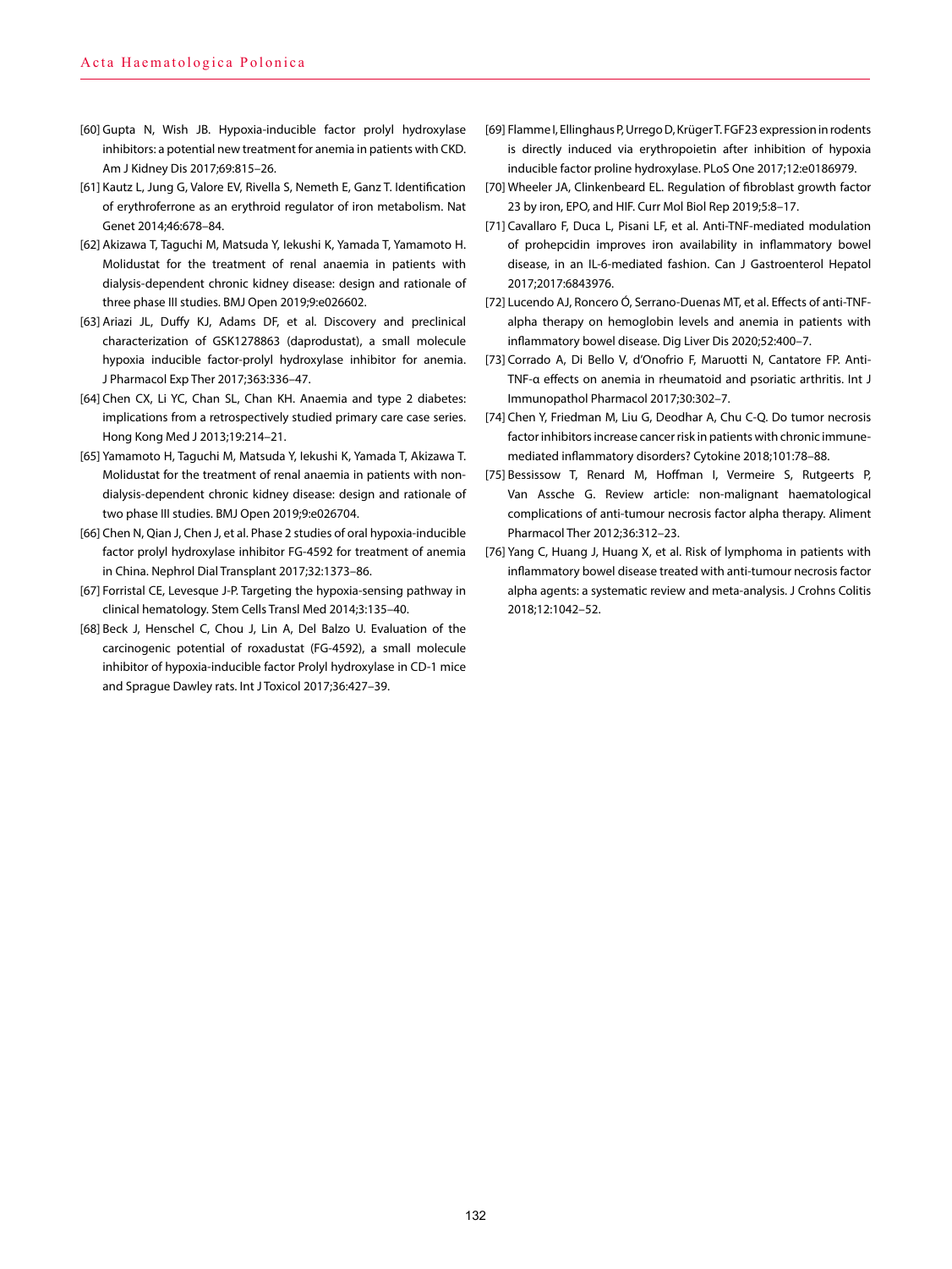[60] Gupta N, Wish JB. Hypoxia-inducible factor prolyl hydroxylase inhibitors: a potential new treatment for anemia in patients with CKD. Am J Kidney Dis 2017;69:815–26.

[61] Kautz L, Jung G, Valore EV, Rivella S, Nemeth E, Ganz T. Identification of erythroferrone as an erythroid regulator of iron metabolism. Nat Genet 2014;46:678–84.

[62] Akizawa T, Taguchi M, Matsuda Y, Iekushi K, Yamada T, Yamamoto H. Molidustat for the treatment of renal anaemia in patients with dialysis-dependent chronic kidney disease: design and rationale of three phase III studies. BMJ Open 2019;9:e026602.

[63] Ariazi JL, Duffy KJ, Adams DF, et al. Discovery and preclinical characterization of GSK1278863 (daprodustat), a small molecule hypoxia inducible factor-prolyl hydroxylase inhibitor for anemia. J Pharmacol Exp Ther 2017;363:336–47.

[64] Chen CX, Li YC, Chan SL, Chan KH. Anaemia and type 2 diabetes: implications from a retrospectively studied primary care case series. Hong Kong Med J 2013;19:214–21.

[65] Yamamoto H, Taguchi M, Matsuda Y, Iekushi K, Yamada T, Akizawa T. Molidustat for the treatment of renal anaemia in patients with non-dialysis-dependent chronic kidney disease: design and rationale of two phase III studies. BMJ Open 2019;9:e026704.

[66] Chen N, Qian J, Chen J, et al. Phase 2 studies of oral hypoxia-inducible factor prolyl hydroxylase inhibitor FG-4592 for treatment of anemia in China. Nephrol Dial Transplant 2017;32:1373–86.

[67] Forristal CE, Levesque J-P. Targeting the hypoxia-sensing pathway in clinical hematology. Stem Cells Transl Med 2014;3:135–40.

[68] Beck J, Henschel C, Chou J, Lin A, Del Balzo U. Evaluation of the carcinogenic potential of roxadustat (FG-4592), a small molecule inhibitor of hypoxia-inducible factor Prolyl hydroxylase in CD-1 mice and Sprague Dawley rats. Int J Toxicol 2017;36:427–39.

[69] Flamme I, Ellinghaus P, Urrego D, Krüger T. FGF23 expression in rodents is directly induced via erythropoietin after inhibition of hypoxia inducible factor proline hydroxylase. PLoS One 2017;12:e0186979.

[70] Wheeler JA, Clinkenbeard EL. Regulation of fibroblast growth factor 23 by iron, EPO, and HIF. Curr Mol Biol Rep 2019;5:8–17.

[71] Cavallaro F, Duca L, Pisani LF, et al. Anti-TNF-mediated modulation of prohepcidin improves iron availability in inflammatory bowel disease, in an IL-6-mediated fashion. Can J Gastroenterol Hepatol 2017;2017:6843976.

[72] Lucendo AJ, Roncero Ó, Serrano-Duenas MT, et al. Effects of anti-TNF-alpha therapy on hemoglobin levels and anemia in patients with inflammatory bowel disease. Dig Liver Dis 2020;52:400–7.

[73] Corrado A, Di Bello V, d'Onofrio F, Maruotti N, Cantatore FP. Anti-TNF-α effects on anemia in rheumatoid and psoriatic arthritis. Int J Immunopathol Pharmacol 2017;30:302–7.

[74] Chen Y, Friedman M, Liu G, Deodhar A, Chu C-Q. Do tumor necrosis factor inhibitors increase cancer risk in patients with chronic immune-mediated inflammatory disorders? Cytokine 2018;101:78–88.

[75] Bessissow T, Renard M, Hoffman I, Vermeire S, Rutgeerts P, Van Assche G. Review article: non-malignant haematological complications of anti-tumour necrosis factor alpha therapy. Aliment Pharmacol Ther 2012;36:312–23.

[76] Yang C, Huang J, Huang X, et al. Risk of lymphoma in patients with inflammatory bowel disease treated with anti-tumour necrosis factor alpha agents: a systematic review and meta-analysis. J Crohns Colitis 2018;12:1042–52.